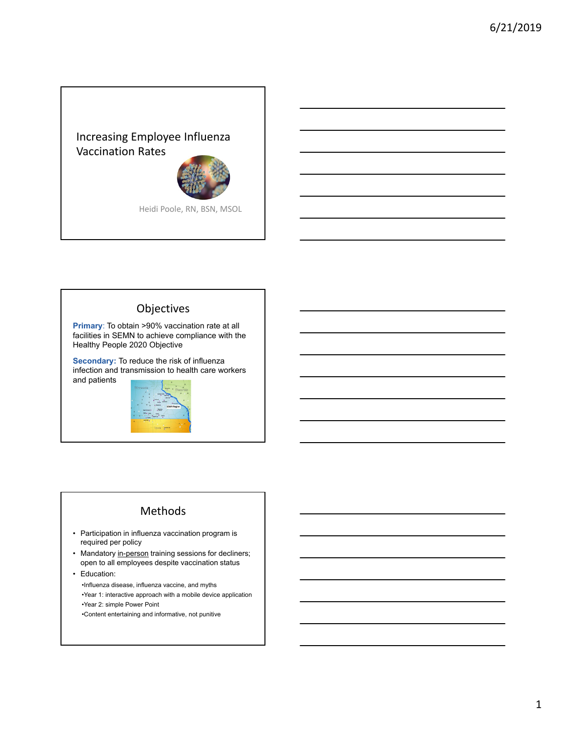# Increasing Employee Influenza Vaccination Rates

Heidi Poole, RN, BSN, MSOL

## Objectives

**Primary**: To obtain >90% vaccination rate at all facilities in SEMN to achieve compliance with the Healthy People 2020 Objective

**Secondary:** To reduce the risk of influenza infection and transmission to health care workers and patients

## Methods

- Participation in influenza vaccination program is required per policy
- Mandatory <u>in-person</u> training sessions for decliners; open to all employees despite vaccination status
- Education:
  - Influenza disease, influenza vaccine, and myths
  - Year 1: interactive approach with a mobile device application
  - Year 2: simple Power Point
  - Content entertaining and informative, not punitive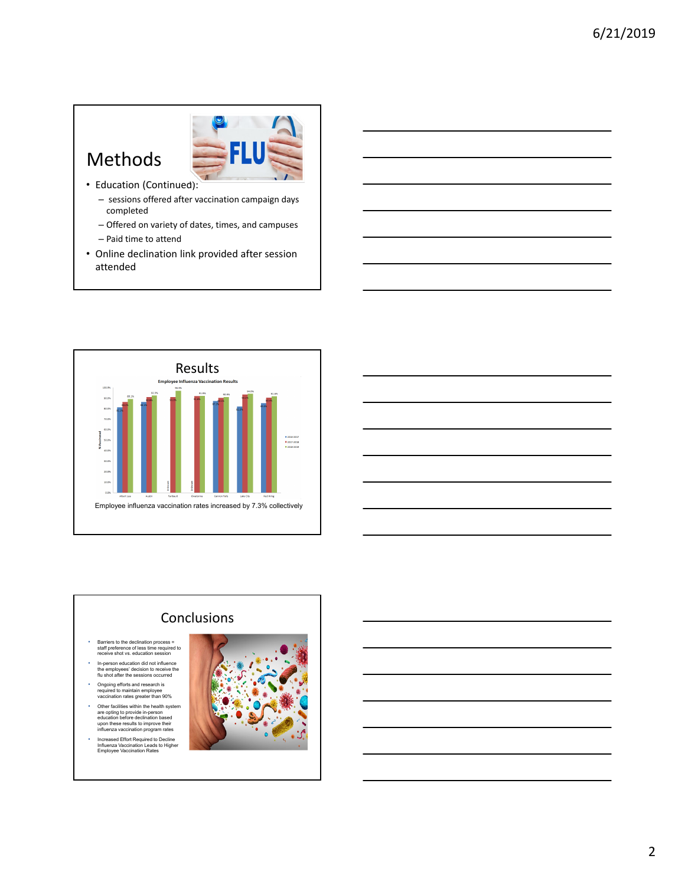## Methods

- Education (Continued):
  - sessions offered after vaccination campaign days completed
  - Offered on variety of dates, times, and campuses
  - Paid time to attend
- Online declination link provided after session attended

## Results

Employee influenza vaccination rates increased by 7.3% collectively

## Conclusions

- Barriers to the declination process = staff preference of less time required to receive shot vs. education session
- In-person education did not influence the employees' decision to receive the flu shot after the sessions occurred
- Ongoing efforts and research is required to maintain employee vaccination rates greater than 90%
- Other facilities within the health system are opting to provide in-person education before declination based upon these results to improve their influenza vaccination program rates
- Increased Effort Required to Decline Influenza Vaccination Leads to Higher Employee Vaccination Rates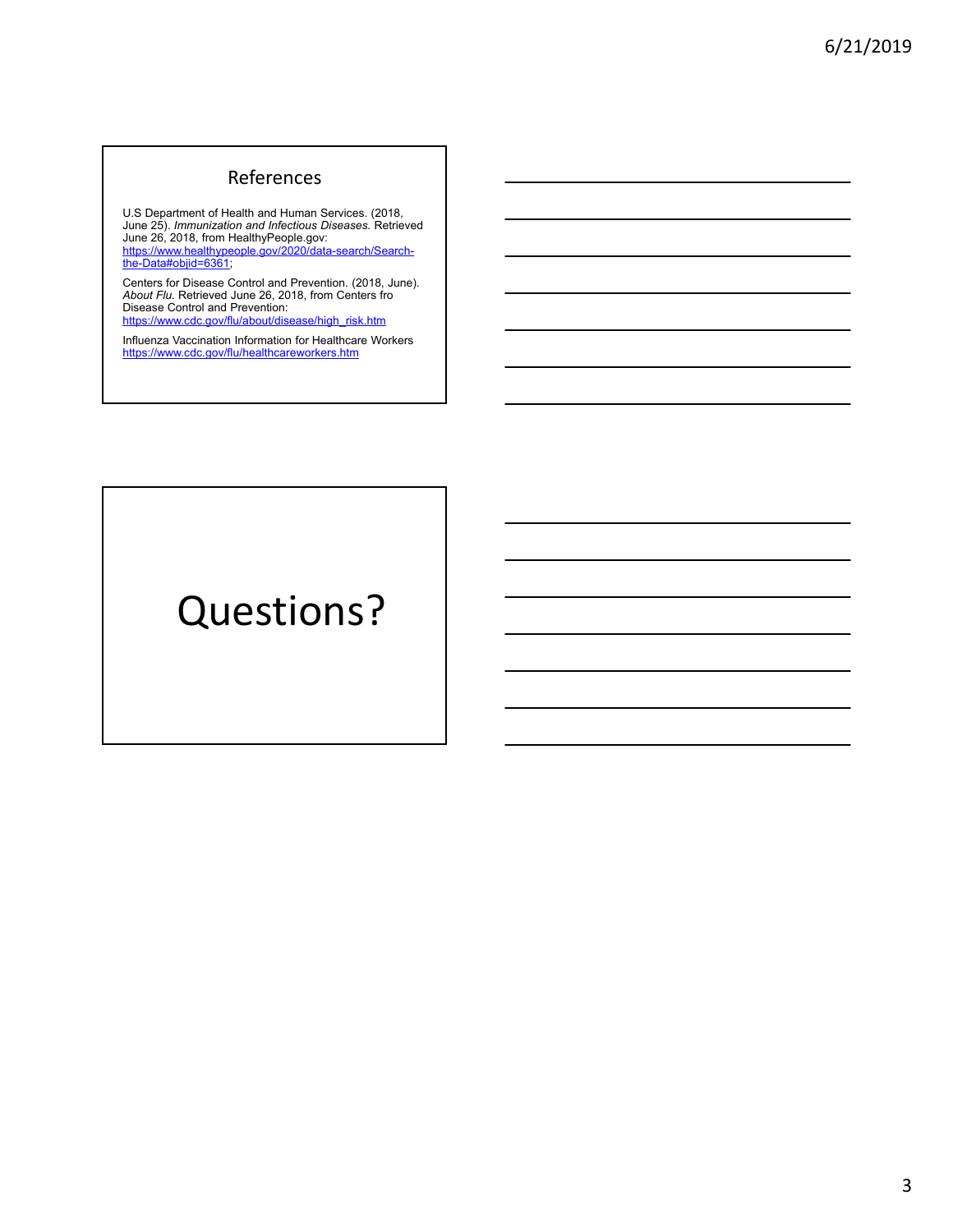## References

U.S Department of Health and Human Services. (2018, June 25). *Immunization and Infectious Diseases.* Retrieved June 26, 2018, from HealthyPeople.gov: https://www.healthypeople.gov/2020/data-search/Search-the-Data#objid=6361;

Centers for Disease Control and Prevention. (2018, June). *About Flu.* Retrieved June 26, 2018, from Centers fro Disease Control and Prevention: https://www.cdc.gov/flu/about/disease/high_risk.htm

Influenza Vaccination Information for Healthcare Workers https://www.cdc.gov/flu/healthcareworkers.htm

# Questions?